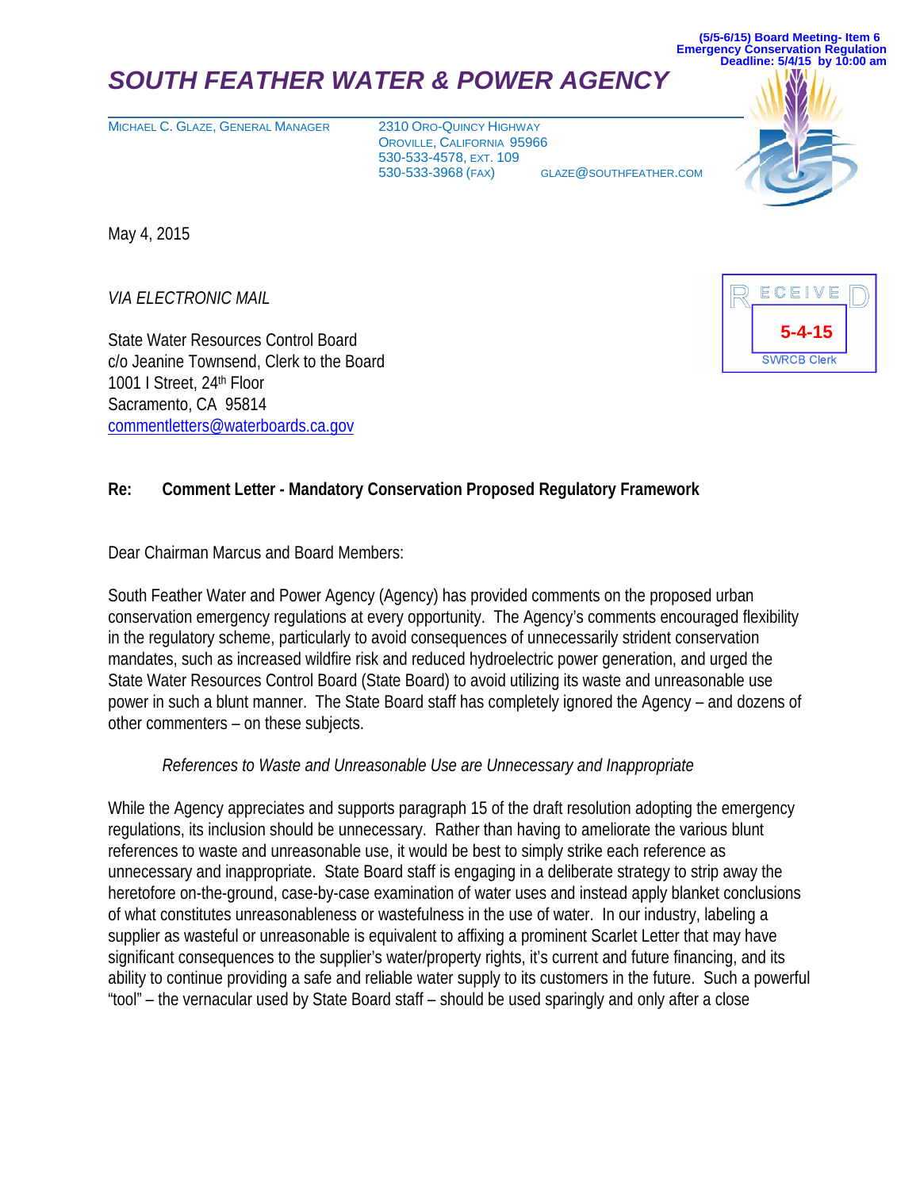(5/5-6/15) Board Meeting- Item 6
Emergency Conservation Regulation
Deadline: 5/4/15 by 10:00 am

# SOUTH FEATHER WATER & POWER AGENCY

MICHAEL C. GLAZE, GENERAL MANAGER

2310 ORO-QUINCY HIGHWAY
OROVILLE, CALIFORNIA 95966
530-533-4578, EXT. 109
530-533-3968 (FAX)
GLAZE@SOUTHFEATHER.COM

RECEIVED
5-4-15
SWRCB Clerk

May 4, 2015

*VIA ELECTRONIC MAIL*

State Water Resources Control Board
c/o Jeanine Townsend, Clerk to the Board
1001 I Street, 24th Floor
Sacramento, CA 95814
commentletters@waterboards.ca.gov

**Re: Comment Letter - Mandatory Conservation Proposed Regulatory Framework**

Dear Chairman Marcus and Board Members:

South Feather Water and Power Agency (Agency) has provided comments on the proposed urban conservation emergency regulations at every opportunity. The Agency's comments encouraged flexibility in the regulatory scheme, particularly to avoid consequences of unnecessarily strident conservation mandates, such as increased wildfire risk and reduced hydroelectric power generation, and urged the State Water Resources Control Board (State Board) to avoid utilizing its waste and unreasonable use power in such a blunt manner. The State Board staff has completely ignored the Agency – and dozens of other commenters – on these subjects.

*References to Waste and Unreasonable Use are Unnecessary and Inappropriate*

While the Agency appreciates and supports paragraph 15 of the draft resolution adopting the emergency regulations, its inclusion should be unnecessary. Rather than having to ameliorate the various blunt references to waste and unreasonable use, it would be best to simply strike each reference as unnecessary and inappropriate. State Board staff is engaging in a deliberate strategy to strip away the heretofore on-the-ground, case-by-case examination of water uses and instead apply blanket conclusions of what constitutes unreasonableness or wastefulness in the use of water. In our industry, labeling a supplier as wasteful or unreasonable is equivalent to affixing a prominent Scarlet Letter that may have significant consequences to the supplier's water/property rights, it's current and future financing, and its ability to continue providing a safe and reliable water supply to its customers in the future. Such a powerful "tool" – the vernacular used by State Board staff – should be used sparingly and only after a close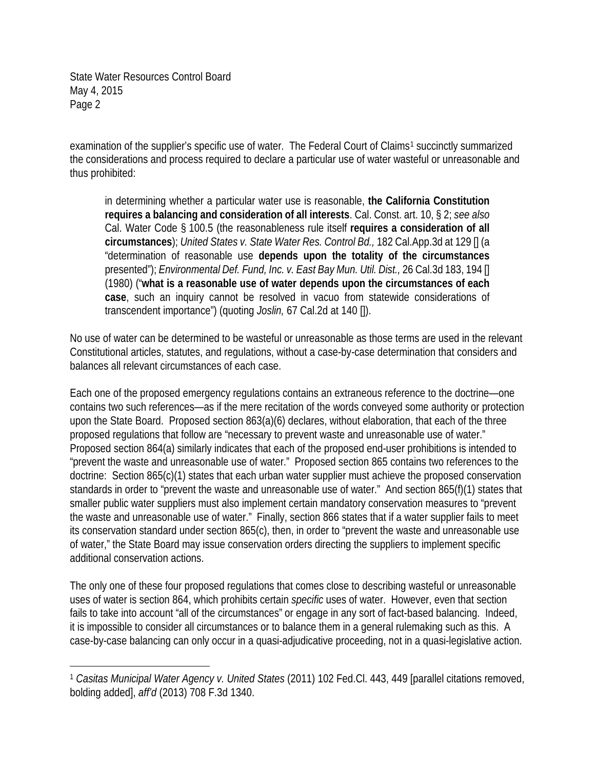examination of the supplier's specific use of water. The Federal Court of Claims[1] succinctly summarized the considerations and process required to declare a particular use of water wasteful or unreasonable and thus prohibited:

> in determining whether a particular water use is reasonable, **the California Constitution requires a balancing and consideration of all interests**. Cal. Const. art. 10, § 2; *see also* Cal. Water Code § 100.5 (the reasonableness rule itself **requires a consideration of all circumstances**); *United States v. State Water Res. Control Bd.,* 182 Cal.App.3d at 129 [] (a "determination of reasonable use **depends upon the totality of the circumstances** presented"); *Environmental Def. Fund, Inc. v. East Bay Mun. Util. Dist.,* 26 Cal.3d 183, 194 [] (1980) ("**what is a reasonable use of water depends upon the circumstances of each case**, such an inquiry cannot be resolved in vacuo from statewide considerations of transcendent importance") (quoting *Joslin,* 67 Cal.2d at 140 []).

No use of water can be determined to be wasteful or unreasonable as those terms are used in the relevant Constitutional articles, statutes, and regulations, without a case-by-case determination that considers and balances all relevant circumstances of each case.

Each one of the proposed emergency regulations contains an extraneous reference to the doctrine—one contains two such references—as if the mere recitation of the words conveyed some authority or protection upon the State Board. Proposed section 863(a)(6) declares, without elaboration, that each of the three proposed regulations that follow are "necessary to prevent waste and unreasonable use of water." Proposed section 864(a) similarly indicates that each of the proposed end-user prohibitions is intended to "prevent the waste and unreasonable use of water." Proposed section 865 contains two references to the doctrine: Section 865(c)(1) states that each urban water supplier must achieve the proposed conservation standards in order to "prevent the waste and unreasonable use of water." And section 865(f)(1) states that smaller public water suppliers must also implement certain mandatory conservation measures to "prevent the waste and unreasonable use of water." Finally, section 866 states that if a water supplier fails to meet its conservation standard under section 865(c), then, in order to "prevent the waste and unreasonable use of water," the State Board may issue conservation orders directing the suppliers to implement specific additional conservation actions.

The only one of these four proposed regulations that comes close to describing wasteful or unreasonable uses of water is section 864, which prohibits certain *specific* uses of water. However, even that section fails to take into account "all of the circumstances" or engage in any sort of fact-based balancing. Indeed, it is impossible to consider all circumstances or to balance them in a general rulemaking such as this. A case-by-case balancing can only occur in a quasi-adjudicative proceeding, not in a quasi-legislative action.

---

[1] *Casitas Municipal Water Agency v. United States* (2011) 102 Fed.Cl. 443, 449 [parallel citations removed, bolding added], *aff'd* (2013) 708 F.3d 1340.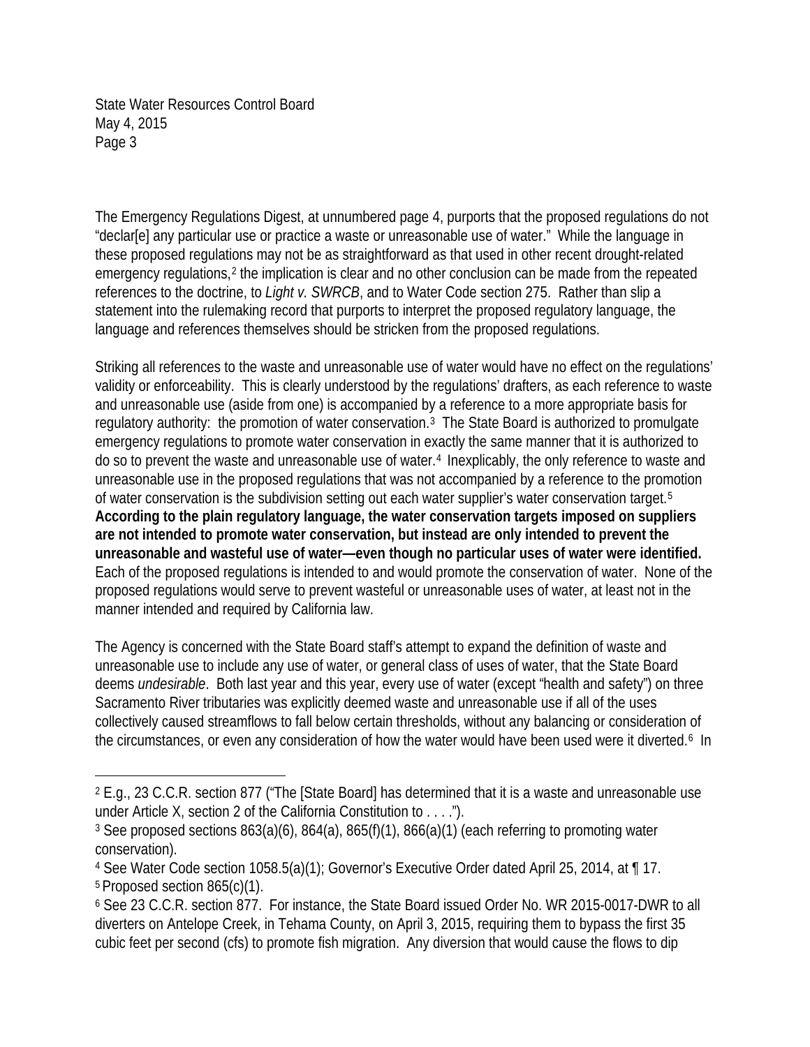The Emergency Regulations Digest, at unnumbered page 4, purports that the proposed regulations do not "declar[e] any particular use or practice a waste or unreasonable use of water." While the language in these proposed regulations may not be as straightforward as that used in other recent drought-related emergency regulations,[2] the implication is clear and no other conclusion can be made from the repeated references to the doctrine, to *Light v. SWRCB*, and to Water Code section 275. Rather than slip a statement into the rulemaking record that purports to interpret the proposed regulatory language, the language and references themselves should be stricken from the proposed regulations.

Striking all references to the waste and unreasonable use of water would have no effect on the regulations' validity or enforceability. This is clearly understood by the regulations' drafters, as each reference to waste and unreasonable use (aside from one) is accompanied by a reference to a more appropriate basis for regulatory authority: the promotion of water conservation.[3] The State Board is authorized to promulgate emergency regulations to promote water conservation in exactly the same manner that it is authorized to do so to prevent the waste and unreasonable use of water.[4] Inexplicably, the only reference to waste and unreasonable use in the proposed regulations that was not accompanied by a reference to the promotion of water conservation is the subdivision setting out each water supplier's water conservation target.[5] **According to the plain regulatory language, the water conservation targets imposed on suppliers are not intended to promote water conservation, but instead are only intended to prevent the unreasonable and wasteful use of water—even though no particular uses of water were identified.** Each of the proposed regulations is intended to and would promote the conservation of water. None of the proposed regulations would serve to prevent wasteful or unreasonable uses of water, at least not in the manner intended and required by California law.

The Agency is concerned with the State Board staff's attempt to expand the definition of waste and unreasonable use to include any use of water, or general class of uses of water, that the State Board deems *undesirable*. Both last year and this year, every use of water (except "health and safety") on three Sacramento River tributaries was explicitly deemed waste and unreasonable use if all of the uses collectively caused streamflows to fall below certain thresholds, without any balancing or consideration of the circumstances, or even any consideration of how the water would have been used were it diverted.[6] In

---

[2] E.g., 23 C.C.R. section 877 ("The [State Board] has determined that it is a waste and unreasonable use under Article X, section 2 of the California Constitution to . . . .").

[3] See proposed sections 863(a)(6), 864(a), 865(f)(1), 866(a)(1) (each referring to promoting water conservation).

[4] See Water Code section 1058.5(a)(1); Governor's Executive Order dated April 25, 2014, at ¶ 17.

[5] Proposed section 865(c)(1).

[6] See 23 C.C.R. section 877. For instance, the State Board issued Order No. WR 2015-0017-DWR to all diverters on Antelope Creek, in Tehama County, on April 3, 2015, requiring them to bypass the first 35 cubic feet per second (cfs) to promote fish migration. Any diversion that would cause the flows to dip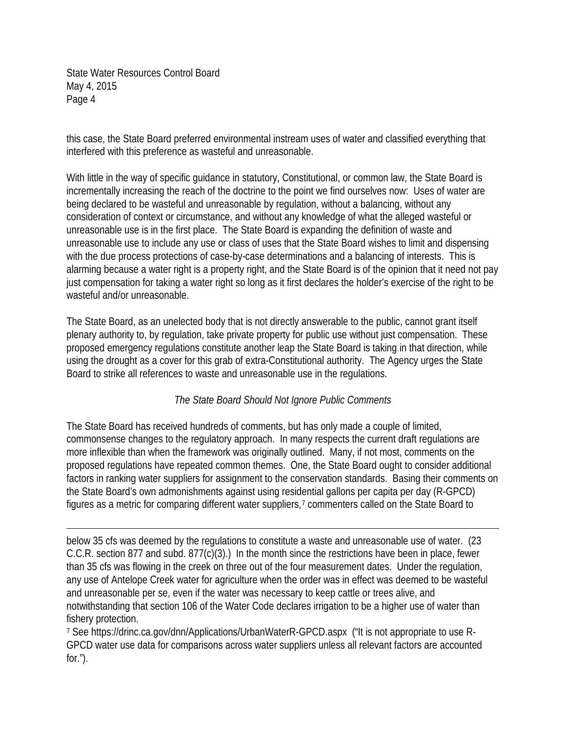this case, the State Board preferred environmental instream uses of water and classified everything that interfered with this preference as wasteful and unreasonable.

With little in the way of specific guidance in statutory, Constitutional, or common law, the State Board is incrementally increasing the reach of the doctrine to the point we find ourselves now: Uses of water are being declared to be wasteful and unreasonable by regulation, without a balancing, without any consideration of context or circumstance, and without any knowledge of what the alleged wasteful or unreasonable use is in the first place. The State Board is expanding the definition of waste and unreasonable use to include any use or class of uses that the State Board wishes to limit and dispensing with the due process protections of case-by-case determinations and a balancing of interests. This is alarming because a water right is a property right, and the State Board is of the opinion that it need not pay just compensation for taking a water right so long as it first declares the holder's exercise of the right to be wasteful and/or unreasonable.

The State Board, as an unelected body that is not directly answerable to the public, cannot grant itself plenary authority to, by regulation, take private property for public use without just compensation. These proposed emergency regulations constitute another leap the State Board is taking in that direction, while using the drought as a cover for this grab of extra-Constitutional authority. The Agency urges the State Board to strike all references to waste and unreasonable use in the regulations.

*The State Board Should Not Ignore Public Comments*

The State Board has received hundreds of comments, but has only made a couple of limited, commonsense changes to the regulatory approach. In many respects the current draft regulations are more inflexible than when the framework was originally outlined. Many, if not most, comments on the proposed regulations have repeated common themes. One, the State Board ought to consider additional factors in ranking water suppliers for assignment to the conservation standards. Basing their comments on the State Board's own admonishments against using residential gallons per capita per day (R-GPCD) figures as a metric for comparing different water suppliers,[7] commenters called on the State Board to

---

below 35 cfs was deemed by the regulations to constitute a waste and unreasonable use of water. (23 C.C.R. section 877 and subd. 877(c)(3).) In the month since the restrictions have been in place, fewer than 35 cfs was flowing in the creek on three out of the four measurement dates. Under the regulation, any use of Antelope Creek water for agriculture when the order was in effect was deemed to be wasteful and unreasonable per se, even if the water was necessary to keep cattle or trees alive, and notwithstanding that section 106 of the Water Code declares irrigation to be a higher use of water than fishery protection.

[7] See https://drinc.ca.gov/dnn/Applications/UrbanWaterR-GPCD.aspx ("It is not appropriate to use R-GPCD water use data for comparisons across water suppliers unless all relevant factors are accounted for.").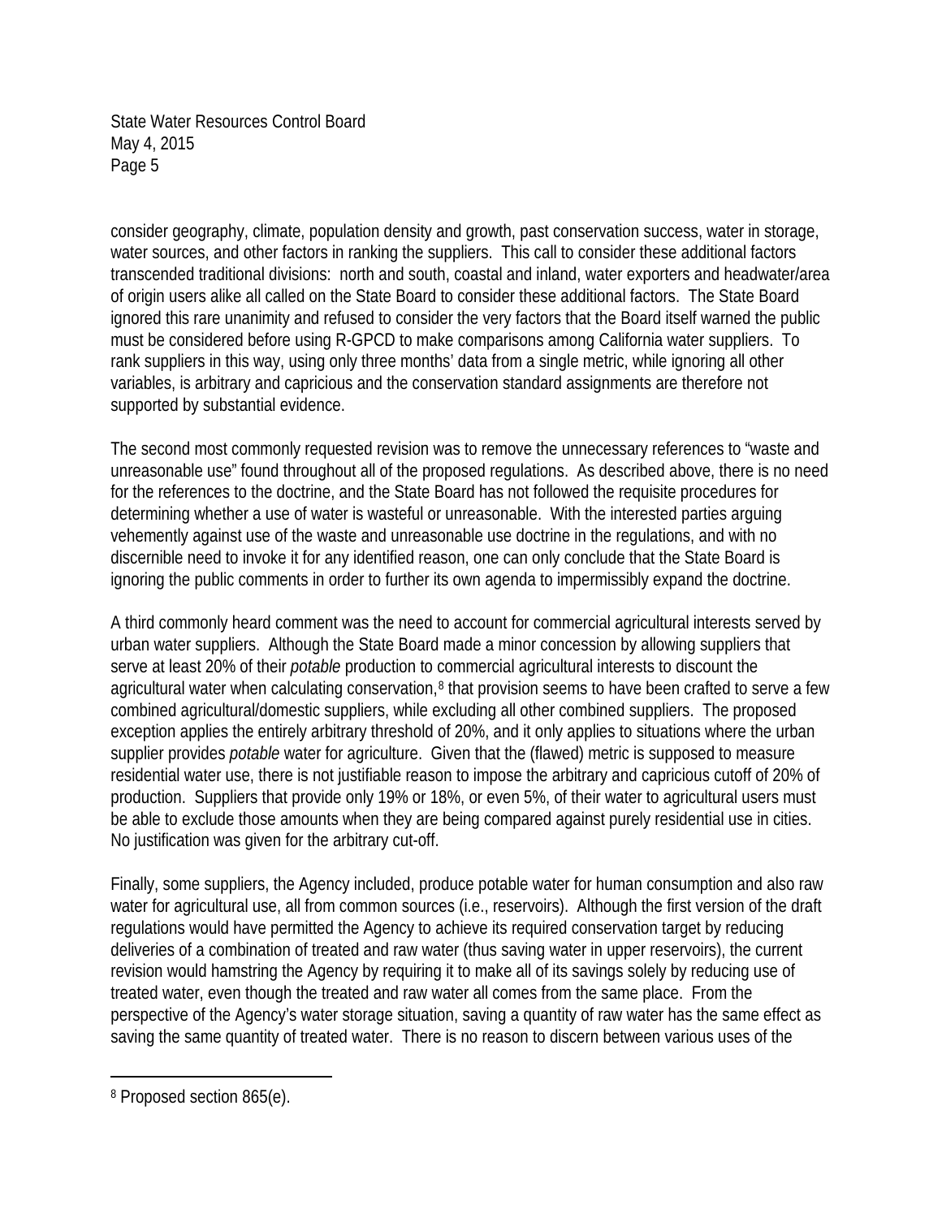consider geography, climate, population density and growth, past conservation success, water in storage, water sources, and other factors in ranking the suppliers. This call to consider these additional factors transcended traditional divisions: north and south, coastal and inland, water exporters and headwater/area of origin users alike all called on the State Board to consider these additional factors. The State Board ignored this rare unanimity and refused to consider the very factors that the Board itself warned the public must be considered before using R-GPCD to make comparisons among California water suppliers. To rank suppliers in this way, using only three months' data from a single metric, while ignoring all other variables, is arbitrary and capricious and the conservation standard assignments are therefore not supported by substantial evidence.

The second most commonly requested revision was to remove the unnecessary references to "waste and unreasonable use" found throughout all of the proposed regulations. As described above, there is no need for the references to the doctrine, and the State Board has not followed the requisite procedures for determining whether a use of water is wasteful or unreasonable. With the interested parties arguing vehemently against use of the waste and unreasonable use doctrine in the regulations, and with no discernible need to invoke it for any identified reason, one can only conclude that the State Board is ignoring the public comments in order to further its own agenda to impermissibly expand the doctrine.

A third commonly heard comment was the need to account for commercial agricultural interests served by urban water suppliers. Although the State Board made a minor concession by allowing suppliers that serve at least 20% of their *potable* production to commercial agricultural interests to discount the agricultural water when calculating conservation,[8] that provision seems to have been crafted to serve a few combined agricultural/domestic suppliers, while excluding all other combined suppliers. The proposed exception applies the entirely arbitrary threshold of 20%, and it only applies to situations where the urban supplier provides *potable* water for agriculture. Given that the (flawed) metric is supposed to measure residential water use, there is not justifiable reason to impose the arbitrary and capricious cutoff of 20% of production. Suppliers that provide only 19% or 18%, or even 5%, of their water to agricultural users must be able to exclude those amounts when they are being compared against purely residential use in cities. No justification was given for the arbitrary cut-off.

Finally, some suppliers, the Agency included, produce potable water for human consumption and also raw water for agricultural use, all from common sources (i.e., reservoirs). Although the first version of the draft regulations would have permitted the Agency to achieve its required conservation target by reducing deliveries of a combination of treated and raw water (thus saving water in upper reservoirs), the current revision would hamstring the Agency by requiring it to make all of its savings solely by reducing use of treated water, even though the treated and raw water all comes from the same place. From the perspective of the Agency's water storage situation, saving a quantity of raw water has the same effect as saving the same quantity of treated water. There is no reason to discern between various uses of the

[8] Proposed section 865(e).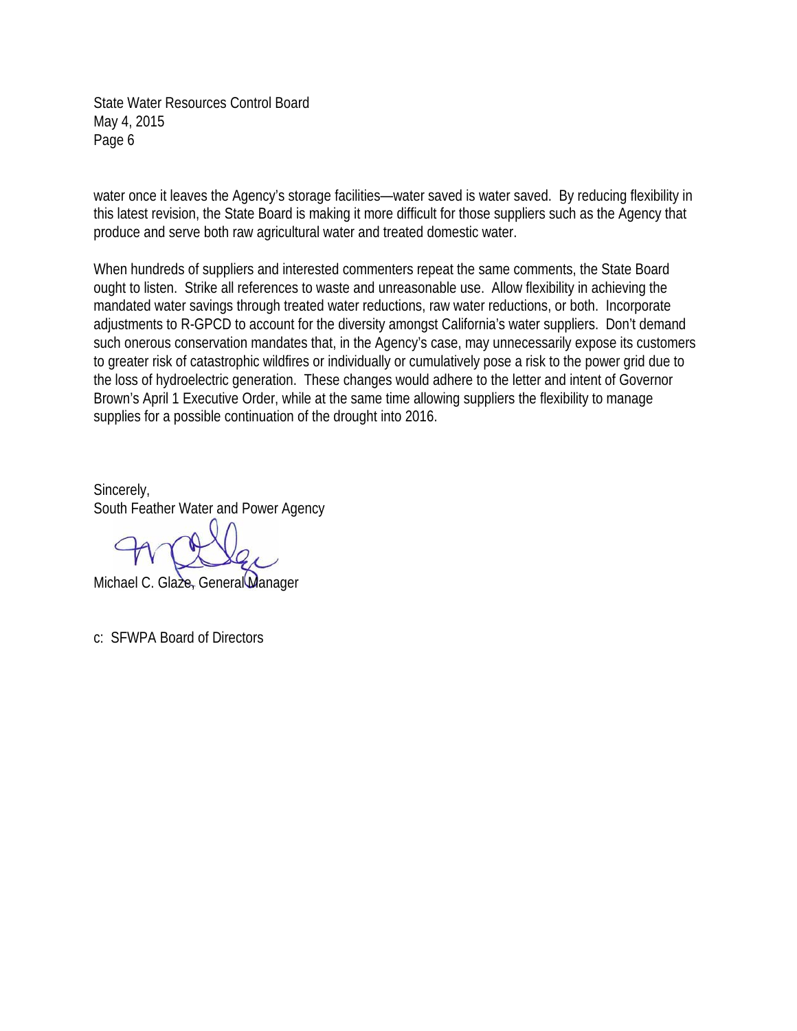water once it leaves the Agency's storage facilities—water saved is water saved. By reducing flexibility in this latest revision, the State Board is making it more difficult for those suppliers such as the Agency that produce and serve both raw agricultural water and treated domestic water.

When hundreds of suppliers and interested commenters repeat the same comments, the State Board ought to listen. Strike all references to waste and unreasonable use. Allow flexibility in achieving the mandated water savings through treated water reductions, raw water reductions, or both. Incorporate adjustments to R-GPCD to account for the diversity amongst California's water suppliers. Don't demand such onerous conservation mandates that, in the Agency's case, may unnecessarily expose its customers to greater risk of catastrophic wildfires or individually or cumulatively pose a risk to the power grid due to the loss of hydroelectric generation. These changes would adhere to the letter and intent of Governor Brown's April 1 Executive Order, while at the same time allowing suppliers the flexibility to manage supplies for a possible continuation of the drought into 2016.

Sincerely,
South Feather Water and Power Agency

Michael C. Glaze, General Manager

c: SFWPA Board of Directors